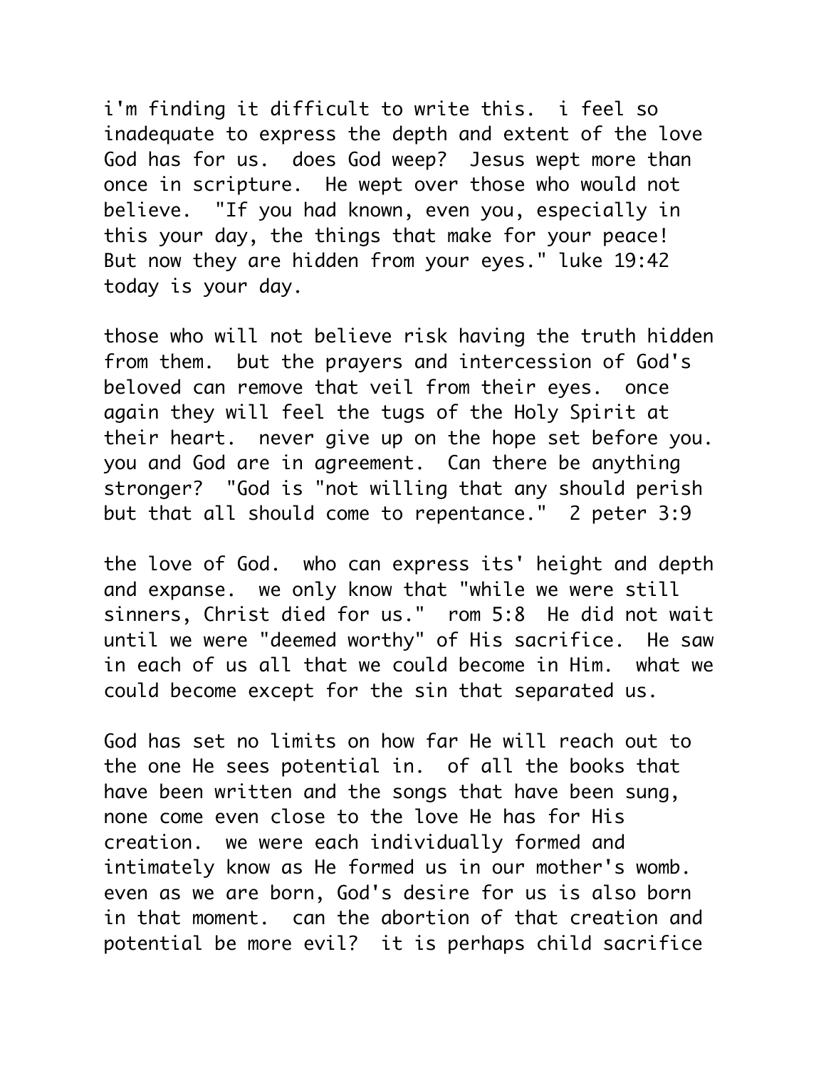i'm finding it difficult to write this. i feel so inadequate to express the depth and extent of the love God has for us. does God weep? Jesus wept more than once in scripture. He wept over those who would not believe. "If you had known, even you, especially in this your day, the things that make for your peace! But now they are hidden from your eyes." luke 19:42 today is your day.

those who will not believe risk having the truth hidden from them. but the prayers and intercession of God's beloved can remove that veil from their eyes. once again they will feel the tugs of the Holy Spirit at their heart. never give up on the hope set before you. you and God are in agreement. Can there be anything stronger? "God is "not willing that any should perish but that all should come to repentance." 2 peter 3:9

the love of God. who can express its' height and depth and expanse. we only know that "while we were still sinners, Christ died for us." rom 5:8 He did not wait until we were "deemed worthy" of His sacrifice. He saw in each of us all that we could become in Him. what we could become except for the sin that separated us.

God has set no limits on how far He will reach out to the one He sees potential in. of all the books that have been written and the songs that have been sung, none come even close to the love He has for His creation. we were each individually formed and intimately know as He formed us in our mother's womb. even as we are born, God's desire for us is also born in that moment. can the abortion of that creation and potential be more evil? it is perhaps child sacrifice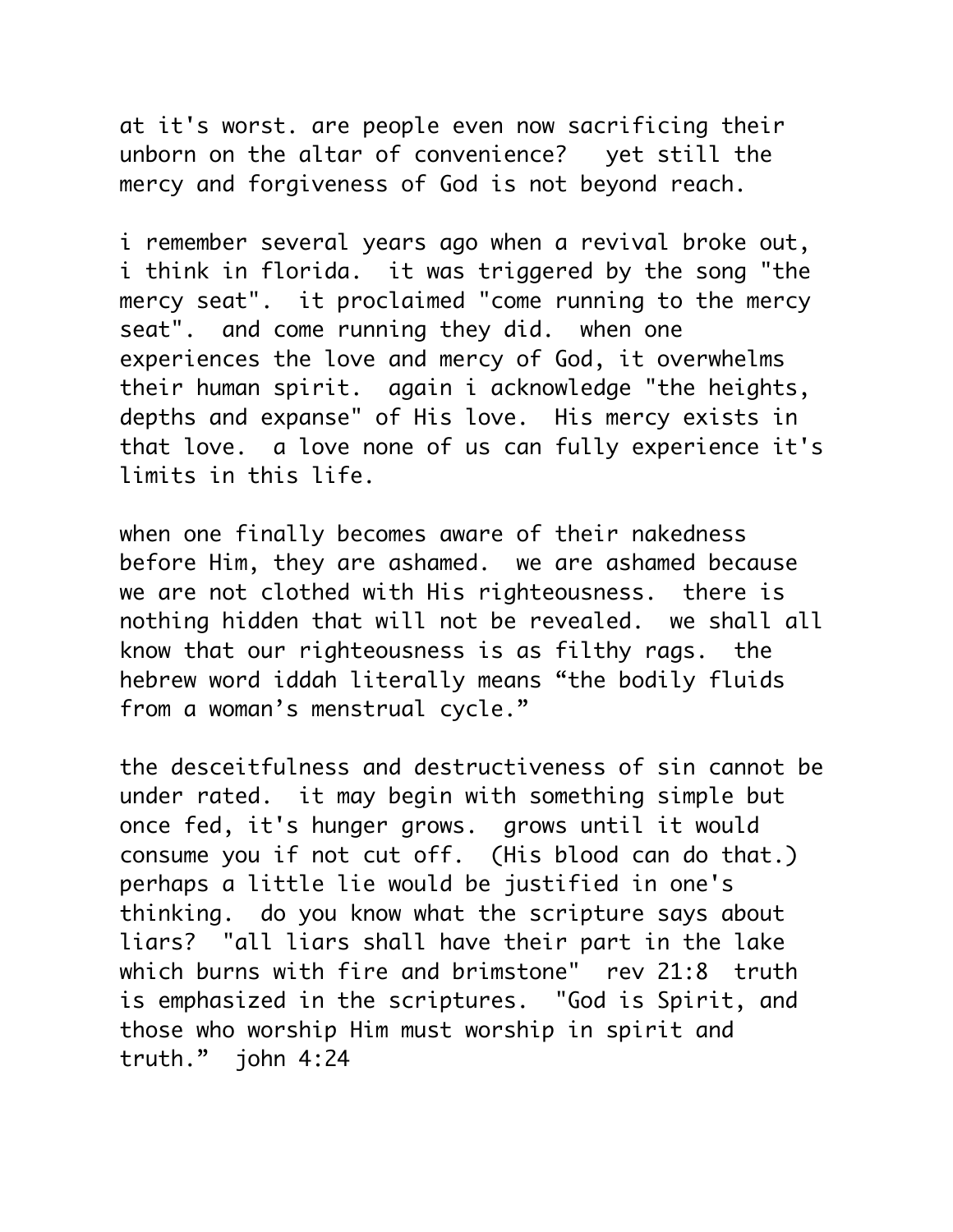at it's worst. are people even now sacrificing their unborn on the altar of convenience?  yet still the mercy and forgiveness of God is not beyond reach.

i remember several years ago when a revival broke out, i think in florida.  it was triggered by the song "the mercy seat".  it proclaimed "come running to the mercy seat".  and come running they did.  when one experiences the love and mercy of God, it overwhelms their human spirit.  again i acknowledge "the heights, depths and expanse" of His love.  His mercy exists in that love.  a love none of us can fully experience it's limits in this life.

when one finally becomes aware of their nakedness before Him, they are ashamed.  we are ashamed because we are not clothed with His righteousness.  there is nothing hidden that will not be revealed.  we shall all know that our righteousness is as filthy rags.  the hebrew word iddah literally means “the bodily fluids from a woman’s menstrual cycle.”

the desceitfulness and destructiveness of sin cannot be under rated.  it may begin with something simple but once fed, it's hunger grows.  grows until it would consume you if not cut off.  (His blood can do that.)  perhaps a little lie would be justified in one's thinking.  do you know what the scripture says about liars?  "all liars shall have their part in the lake which burns with fire and brimstone"  rev 21:8  truth is emphasized in the scriptures.  "God is Spirit, and those who worship Him must worship in spirit and truth.”  john 4:24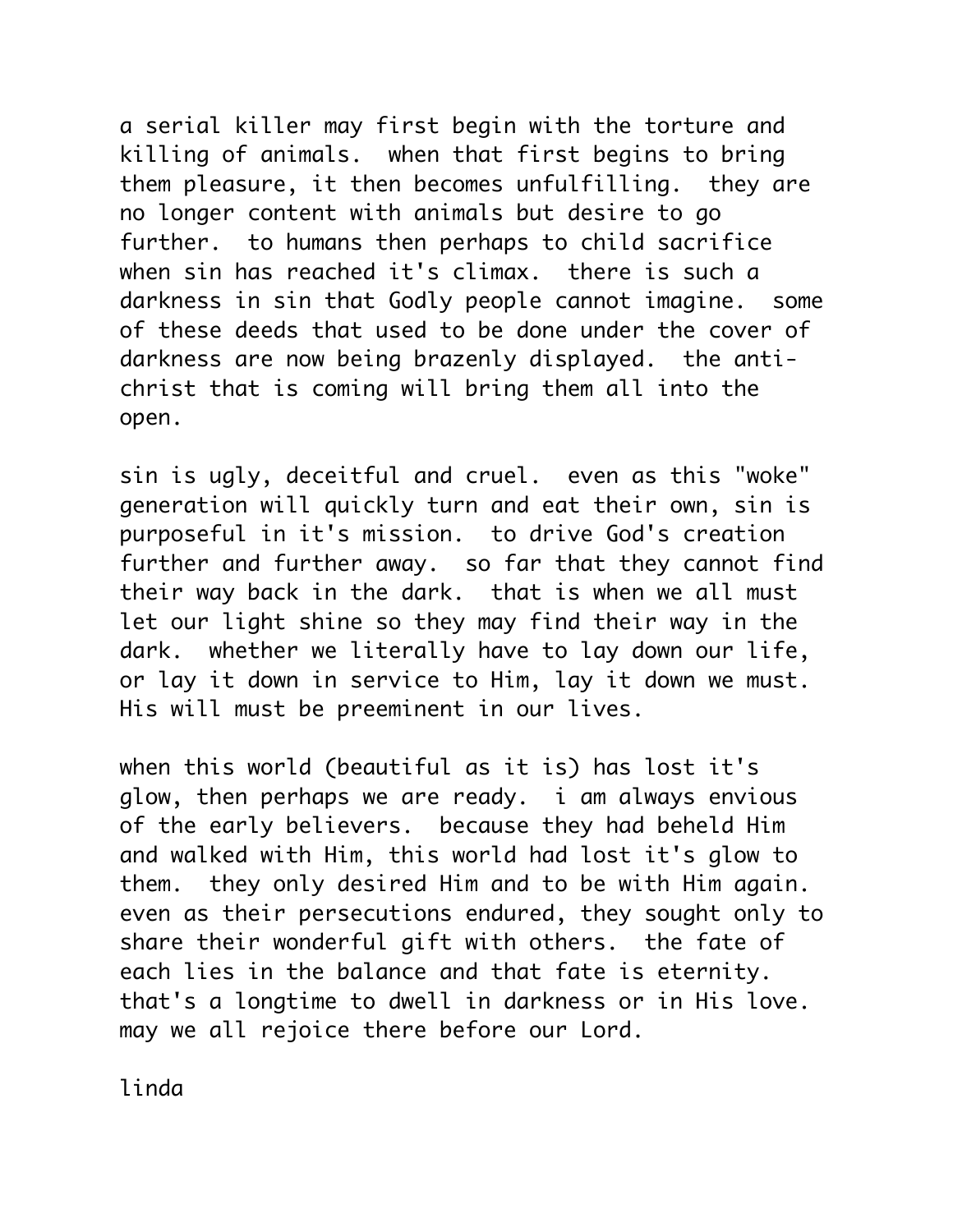a serial killer may first begin with the torture and killing of animals. when that first begins to bring them pleasure, it then becomes unfulfilling. they are no longer content with animals but desire to go further. to humans then perhaps to child sacrifice when sin has reached it's climax. there is such a darkness in sin that Godly people cannot imagine. some of these deeds that used to be done under the cover of darkness are now being brazenly displayed. the anti-christ that is coming will bring them all into the open.

sin is ugly, deceitful and cruel. even as this "woke" generation will quickly turn and eat their own, sin is purposeful in it's mission. to drive God's creation further and further away. so far that they cannot find their way back in the dark. that is when we all must let our light shine so they may find their way in the dark. whether we literally have to lay down our life, or lay it down in service to Him, lay it down we must. His will must be preeminent in our lives.

when this world (beautiful as it is) has lost it's glow, then perhaps we are ready. i am always envious of the early believers. because they had beheld Him and walked with Him, this world had lost it's glow to them. they only desired Him and to be with Him again. even as their persecutions endured, they sought only to share their wonderful gift with others. the fate of each lies in the balance and that fate is eternity. that's a longtime to dwell in darkness or in His love. may we all rejoice there before our Lord.

linda